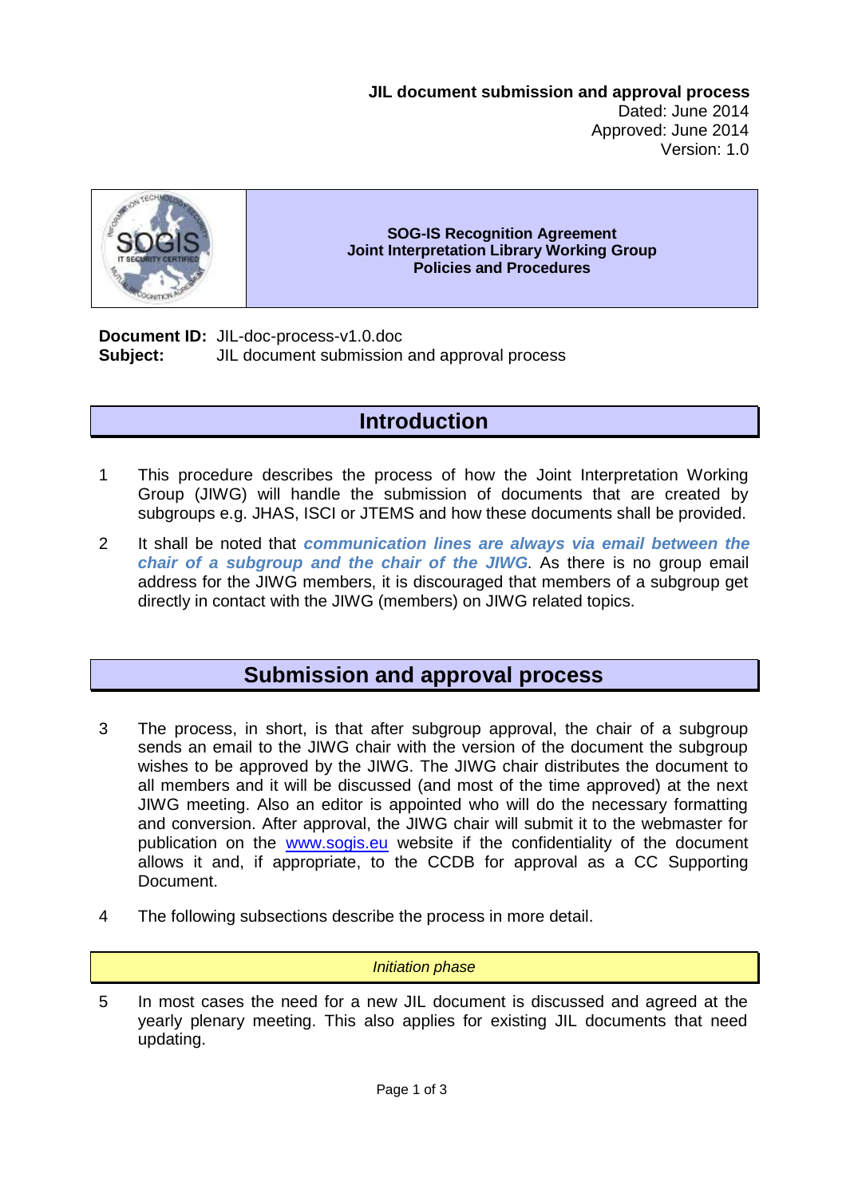**JIL document submission and approval process**
Dated: June 2014
Approved: June 2014
Version: 1.0

**SOG-IS Recognition Agreement**
**Joint Interpretation Library Working Group**
**Policies and Procedures**

**Document ID:** JIL-doc-process-v1.0.doc
**Subject:** JIL document submission and approval process

# Introduction

1 This procedure describes the process of how the Joint Interpretation Working Group (JIWG) will handle the submission of documents that are created by subgroups e.g. JHAS, ISCI or JTEMS and how these documents shall be provided.

2 It shall be noted that ***communication lines are always via email between the chair of a subgroup and the chair of the JIWG***. As there is no group email address for the JIWG members, it is discouraged that members of a subgroup get directly in contact with the JIWG (members) on JIWG related topics.

# Submission and approval process

3 The process, in short, is that after subgroup approval, the chair of a subgroup sends an email to the JIWG chair with the version of the document the subgroup wishes to be approved by the JIWG. The JIWG chair distributes the document to all members and it will be discussed (and most of the time approved) at the next JIWG meeting. Also an editor is appointed who will do the necessary formatting and conversion. After approval, the JIWG chair will submit it to the webmaster for publication on the www.sogis.eu website if the confidentiality of the document allows it and, if appropriate, to the CCDB for approval as a CC Supporting Document.

4 The following subsections describe the process in more detail.

## *Initiation phase*

5 In most cases the need for a new JIL document is discussed and agreed at the yearly plenary meeting. This also applies for existing JIL documents that need updating.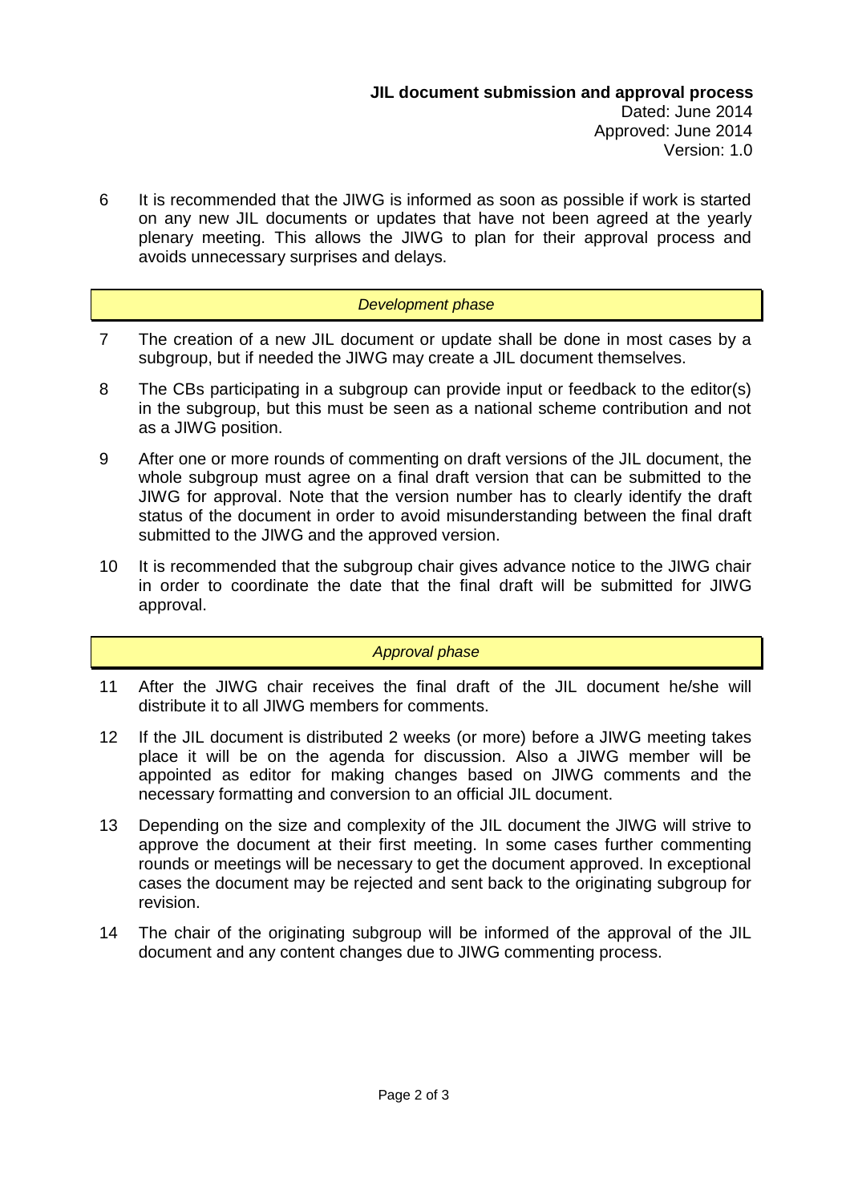6 It is recommended that the JIWG is informed as soon as possible if work is started on any new JIL documents or updates that have not been agreed at the yearly plenary meeting. This allows the JIWG to plan for their approval process and avoids unnecessary surprises and delays.

*Development phase*

7 The creation of a new JIL document or update shall be done in most cases by a subgroup, but if needed the JIWG may create a JIL document themselves.

8 The CBs participating in a subgroup can provide input or feedback to the editor(s) in the subgroup, but this must be seen as a national scheme contribution and not as a JIWG position.

9 After one or more rounds of commenting on draft versions of the JIL document, the whole subgroup must agree on a final draft version that can be submitted to the JIWG for approval. Note that the version number has to clearly identify the draft status of the document in order to avoid misunderstanding between the final draft submitted to the JIWG and the approved version.

10 It is recommended that the subgroup chair gives advance notice to the JIWG chair in order to coordinate the date that the final draft will be submitted for JIWG approval.

*Approval phase*

11 After the JIWG chair receives the final draft of the JIL document he/she will distribute it to all JIWG members for comments.

12 If the JIL document is distributed 2 weeks (or more) before a JIWG meeting takes place it will be on the agenda for discussion. Also a JIWG member will be appointed as editor for making changes based on JIWG comments and the necessary formatting and conversion to an official JIL document.

13 Depending on the size and complexity of the JIL document the JIWG will strive to approve the document at their first meeting. In some cases further commenting rounds or meetings will be necessary to get the document approved. In exceptional cases the document may be rejected and sent back to the originating subgroup for revision.

14 The chair of the originating subgroup will be informed of the approval of the JIL document and any content changes due to JIWG commenting process.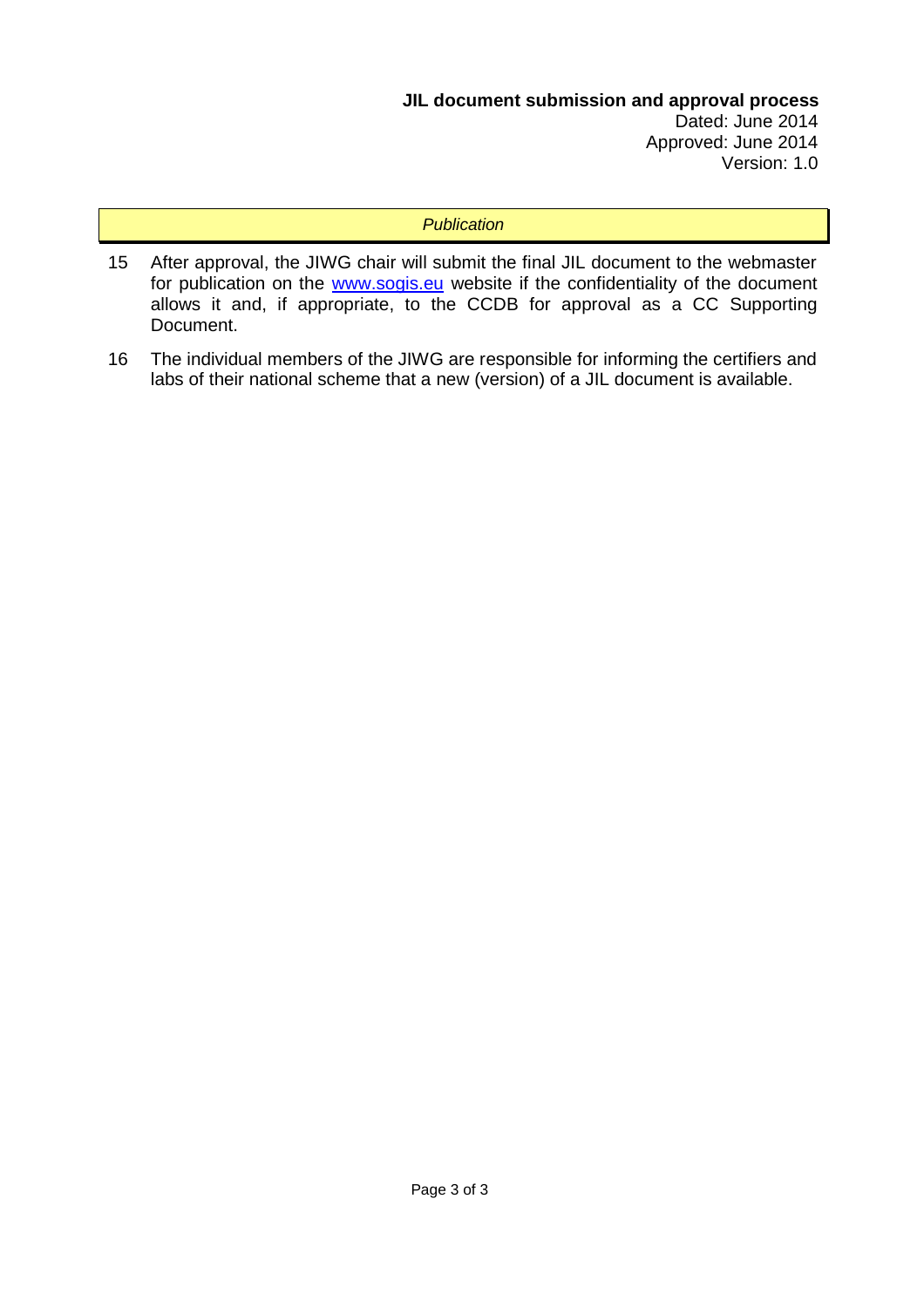*Publication*

15 After approval, the JIWG chair will submit the final JIL document to the webmaster for publication on the www.sogis.eu website if the confidentiality of the document allows it and, if appropriate, to the CCDB for approval as a CC Supporting Document.

16 The individual members of the JIWG are responsible for informing the certifiers and labs of their national scheme that a new (version) of a JIL document is available.